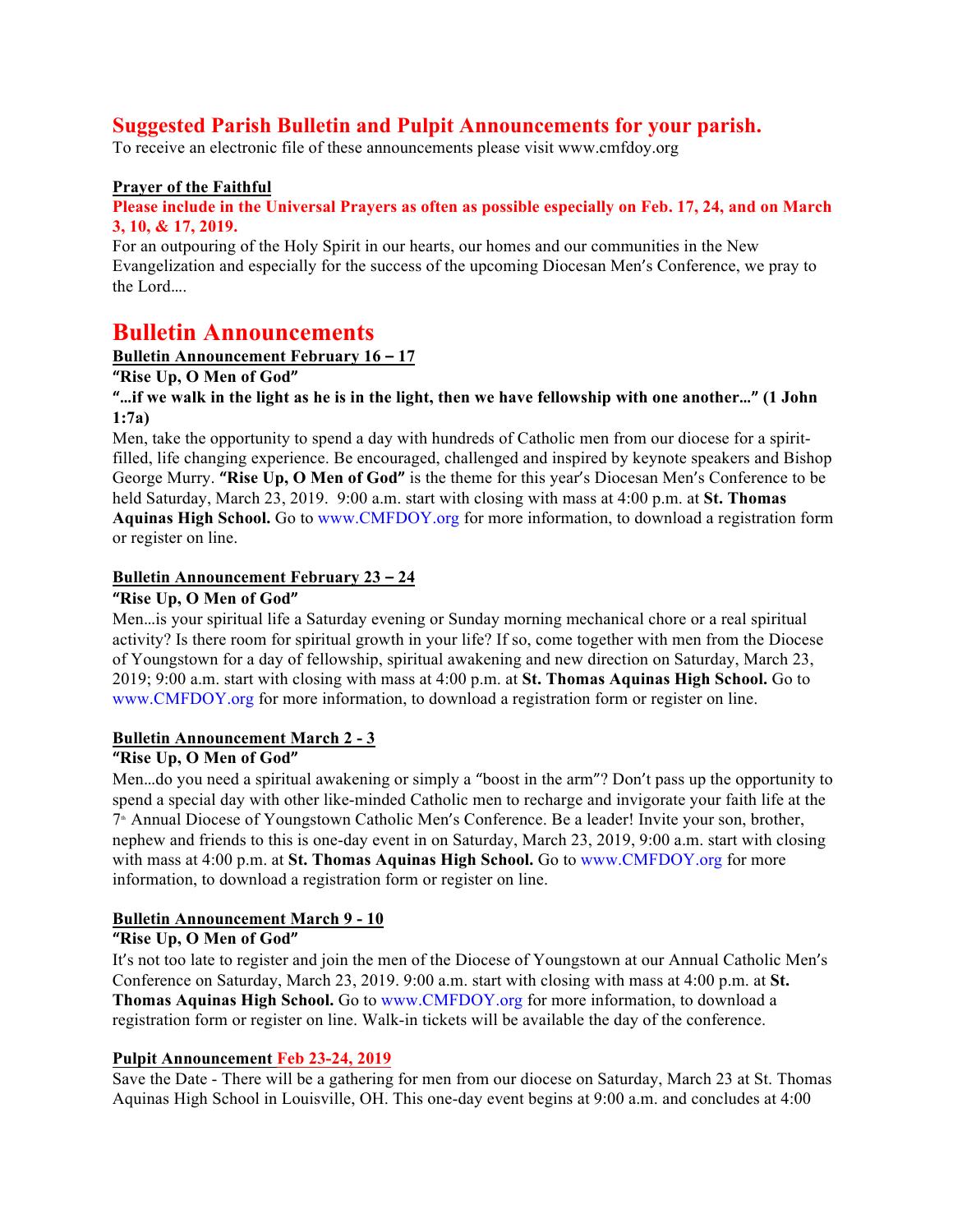# Suggested Parish Bulletin and Pulpit Announcements for your parish.

To receive an electronic file of these announcements please visit www.cmfdoy.org

**Prayer of the Faithful**

**Please include in the Universal Prayers as often as possible especially on Feb. 17, 24, and on March 3, 10, & 17, 2019.**

For an outpouring of the Holy Spirit in our hearts, our homes and our communities in the New Evangelization and especially for the success of the upcoming Diocesan Men's Conference, we pray to the Lord….

# Bulletin Announcements

**Bulletin Announcement February 16 – 17**

**"Rise Up, O Men of God"**

**"…if we walk in the light as he is in the light, then we have fellowship with one another…" (1 John 1:7a)**

Men, take the opportunity to spend a day with hundreds of Catholic men from our diocese for a spirit-filled, life changing experience. Be encouraged, challenged and inspired by keynote speakers and Bishop George Murry. **"Rise Up, O Men of God"** is the theme for this year's Diocesan Men's Conference to be held Saturday, March 23, 2019. 9:00 a.m. start with closing with mass at 4:00 p.m. at **St. Thomas Aquinas High School.** Go to www.CMFDOY.org for more information, to download a registration form or register on line.

**Bulletin Announcement February 23 – 24**

**"Rise Up, O Men of God"**

Men…is your spiritual life a Saturday evening or Sunday morning mechanical chore or a real spiritual activity? Is there room for spiritual growth in your life? If so, come together with men from the Diocese of Youngstown for a day of fellowship, spiritual awakening and new direction on Saturday, March 23, 2019; 9:00 a.m. start with closing with mass at 4:00 p.m. at **St. Thomas Aquinas High School.** Go to www.CMFDOY.org for more information, to download a registration form or register on line.

**Bulletin Announcement March 2 - 3**

**"Rise Up, O Men of God"**

Men…do you need a spiritual awakening or simply a "boost in the arm"? Don't pass up the opportunity to spend a special day with other like-minded Catholic men to recharge and invigorate your faith life at the 7th Annual Diocese of Youngstown Catholic Men's Conference. Be a leader! Invite your son, brother, nephew and friends to this is one-day event in on Saturday, March 23, 2019, 9:00 a.m. start with closing with mass at 4:00 p.m. at **St. Thomas Aquinas High School.** Go to www.CMFDOY.org for more information, to download a registration form or register on line.

**Bulletin Announcement March 9 - 10**

**"Rise Up, O Men of God"**

It's not too late to register and join the men of the Diocese of Youngstown at our Annual Catholic Men's Conference on Saturday, March 23, 2019. 9:00 a.m. start with closing with mass at 4:00 p.m. at **St. Thomas Aquinas High School.** Go to www.CMFDOY.org for more information, to download a registration form or register on line. Walk-in tickets will be available the day of the conference.

**Pulpit Announcement Feb 23-24, 2019**

Save the Date - There will be a gathering for men from our diocese on Saturday, March 23 at St. Thomas Aquinas High School in Louisville, OH. This one-day event begins at 9:00 a.m. and concludes at 4:00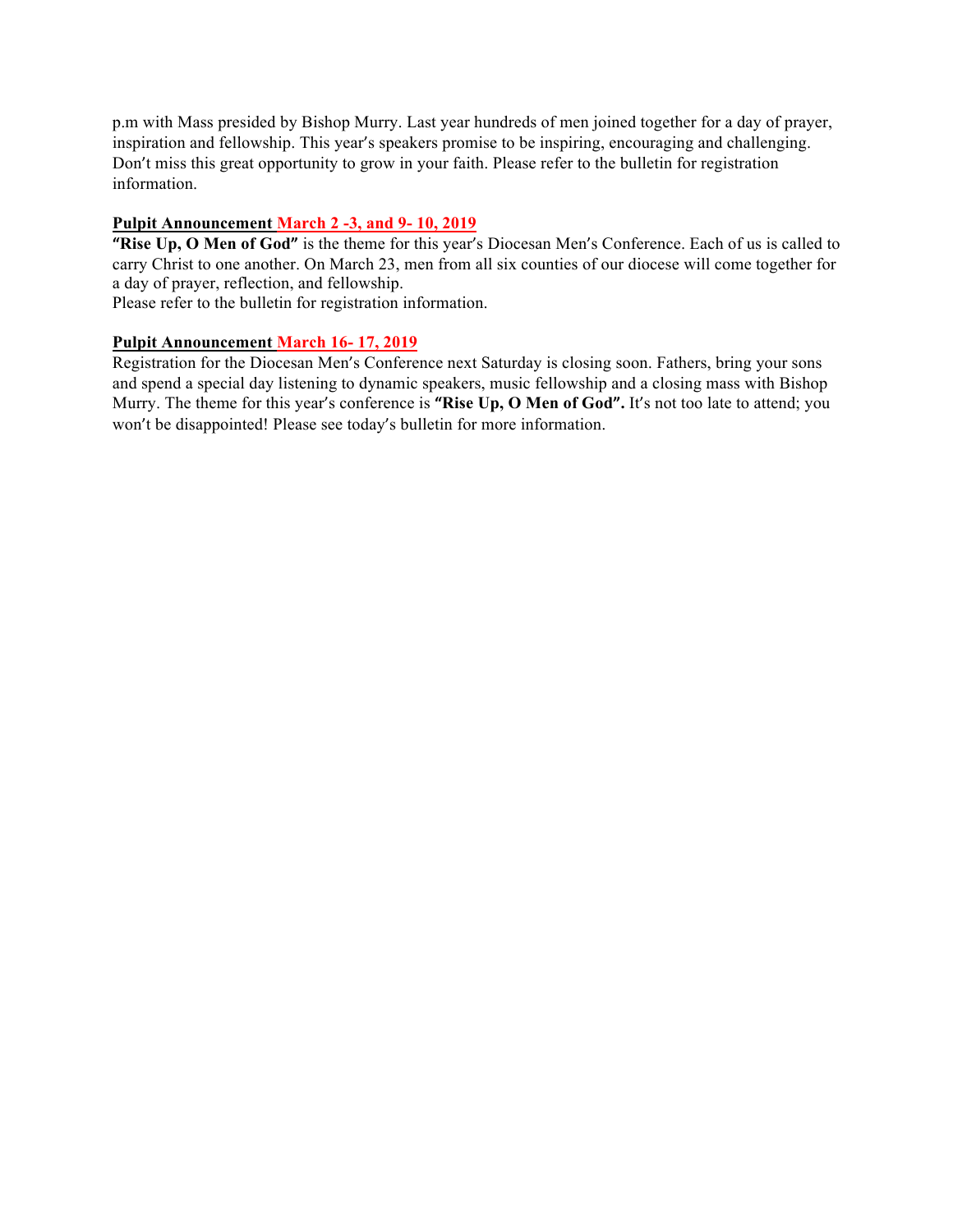p.m with Mass presided by Bishop Murry. Last year hundreds of men joined together for a day of prayer, inspiration and fellowship. This year's speakers promise to be inspiring, encouraging and challenging. Don't miss this great opportunity to grow in your faith. Please refer to the bulletin for registration information.

**Pulpit Announcement March 2 -3, and 9- 10, 2019**

**"Rise Up, O Men of God"** is the theme for this year's Diocesan Men's Conference. Each of us is called to carry Christ to one another. On March 23, men from all six counties of our diocese will come together for a day of prayer, reflection, and fellowship.
Please refer to the bulletin for registration information.

**Pulpit Announcement March 16- 17, 2019**

Registration for the Diocesan Men's Conference next Saturday is closing soon. Fathers, bring your sons and spend a special day listening to dynamic speakers, music fellowship and a closing mass with Bishop Murry. The theme for this year's conference is **"Rise Up, O Men of God".** It's not too late to attend; you won't be disappointed! Please see today's bulletin for more information.